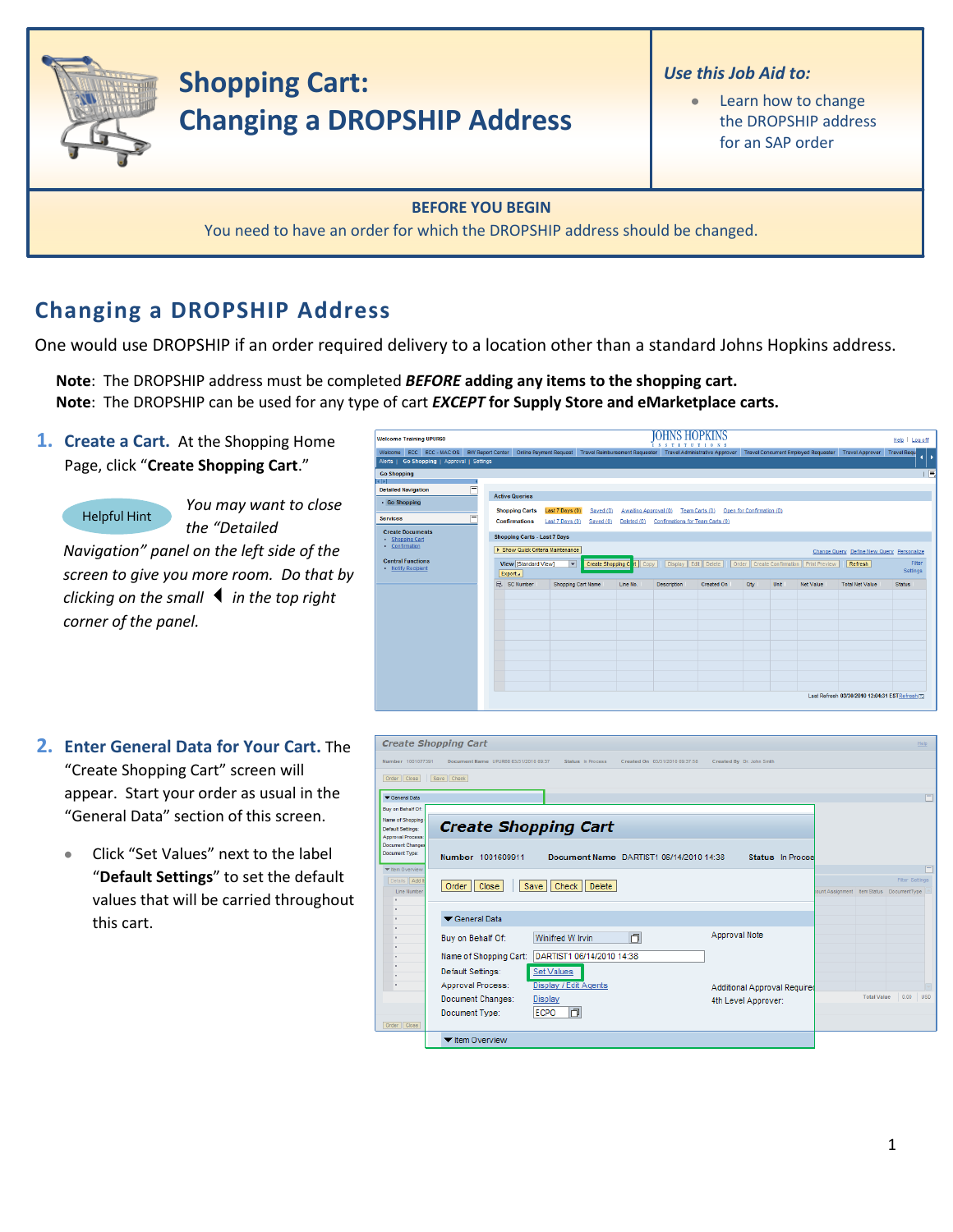# Shopping Cart: Changing a DROPSHIP Address

*Use this Job Aid to:*

- Learn how to change the DROPSHIP address for an SAP order

**BEFORE YOU BEGIN**

You need to have an order for which the DROPSHIP address should be changed.

## Changing a DROPSHIP Address

One would use DROPSHIP if an order required delivery to a location other than a standard Johns Hopkins address.

**Note**: The DROPSHIP address must be completed ***BEFORE*** **adding any items to the shopping cart.**
**Note**: The DROPSHIP can be used for any type of cart ***EXCEPT*** **for Supply Store and eMarketplace carts.**

1. **Create a Cart.** At the Shopping Home Page, click "**Create Shopping Cart**."

   Helpful Hint

   *You may want to close the "Detailed Navigation" panel on the left side of the screen to give you more room. Do that by clicking on the small ◀ in the top right corner of the panel.*

2. **Enter General Data for Your Cart.** The "Create Shopping Cart" screen will appear. Start your order as usual in the "General Data" section of this screen.

   - Click "Set Values" next to the label "**Default Settings**" to set the default values that will be carried throughout this cart.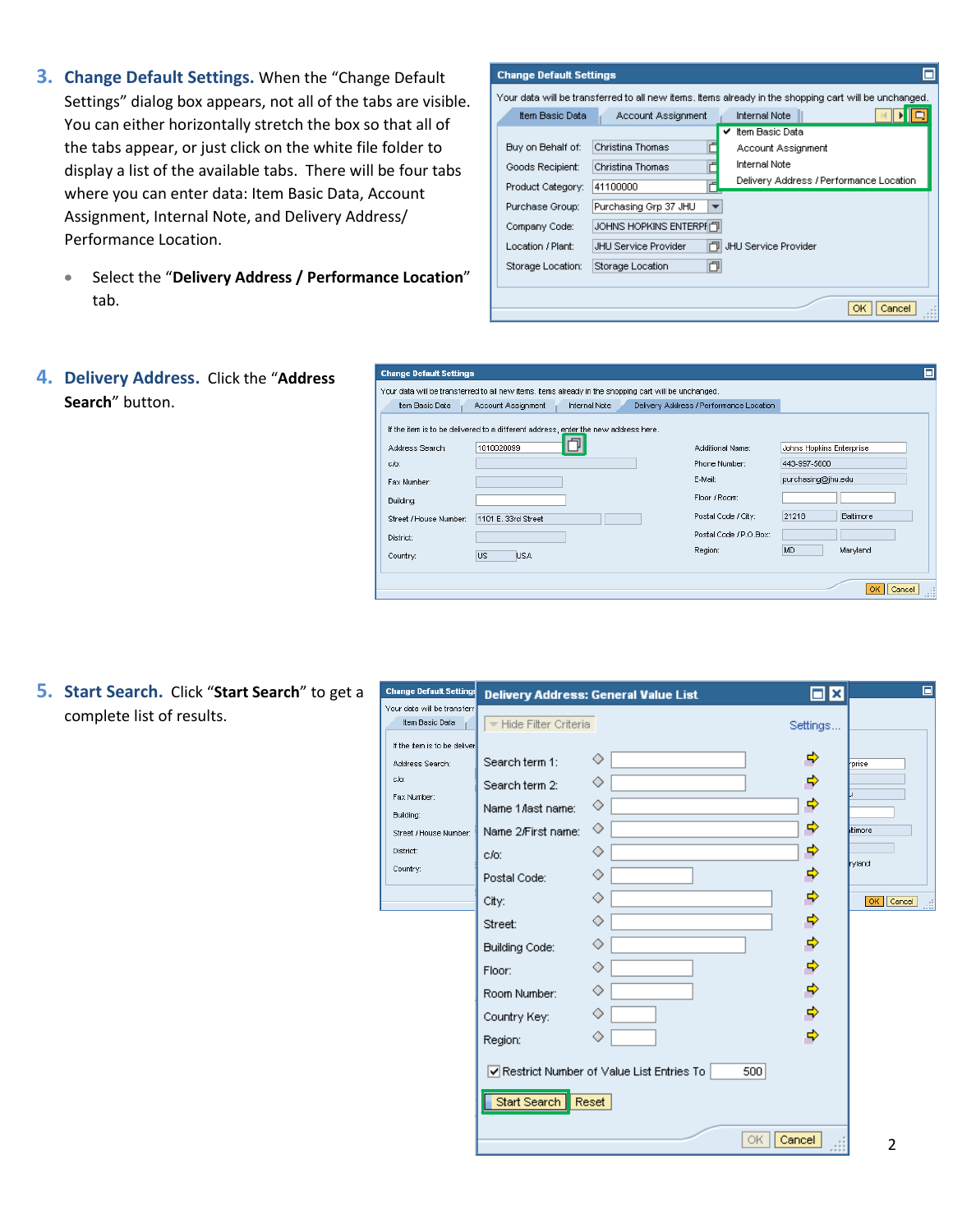3. **Change Default Settings.** When the "Change Default Settings" dialog box appears, not all of the tabs are visible. You can either horizontally stretch the box so that all of the tabs appear, or just click on the white file folder to display a list of the available tabs. There will be four tabs where you can enter data: Item Basic Data, Account Assignment, Internal Note, and Delivery Address/ Performance Location.

   - Select the "**Delivery Address / Performance Location**" tab.

4. **Delivery Address.** Click the "**Address Search**" button.

5. **Start Search.** Click "**Start Search**" to get a complete list of results.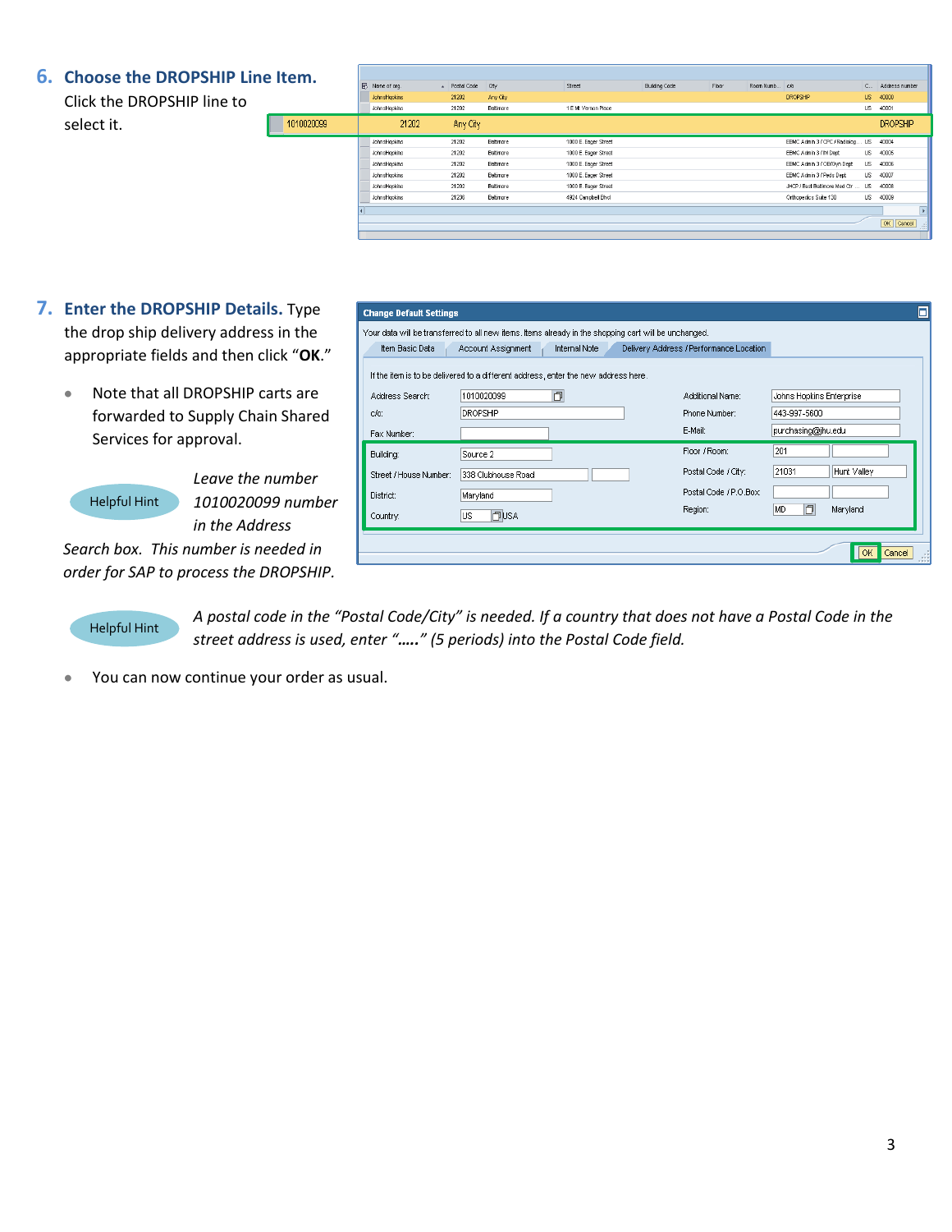## 6. Choose the DROPSHIP Line Item.

Click the DROPSHIP line to select it.

## 7. Enter the DROPSHIP Details.

Type the drop ship delivery address in the appropriate fields and then click "**OK**."

- Note that all DROPSHIP carts are forwarded to Supply Chain Shared Services for approval.

Helpful Hint

*Leave the number 1010020099 number in the Address Search box. This number is needed in order for SAP to process the DROPSHIP.*

Helpful Hint

*A postal code in the "Postal Code/City" is needed. If a country that does not have a Postal Code in the street address is used, enter "….." (5 periods) into the Postal Code field.*

- You can now continue your order as usual.